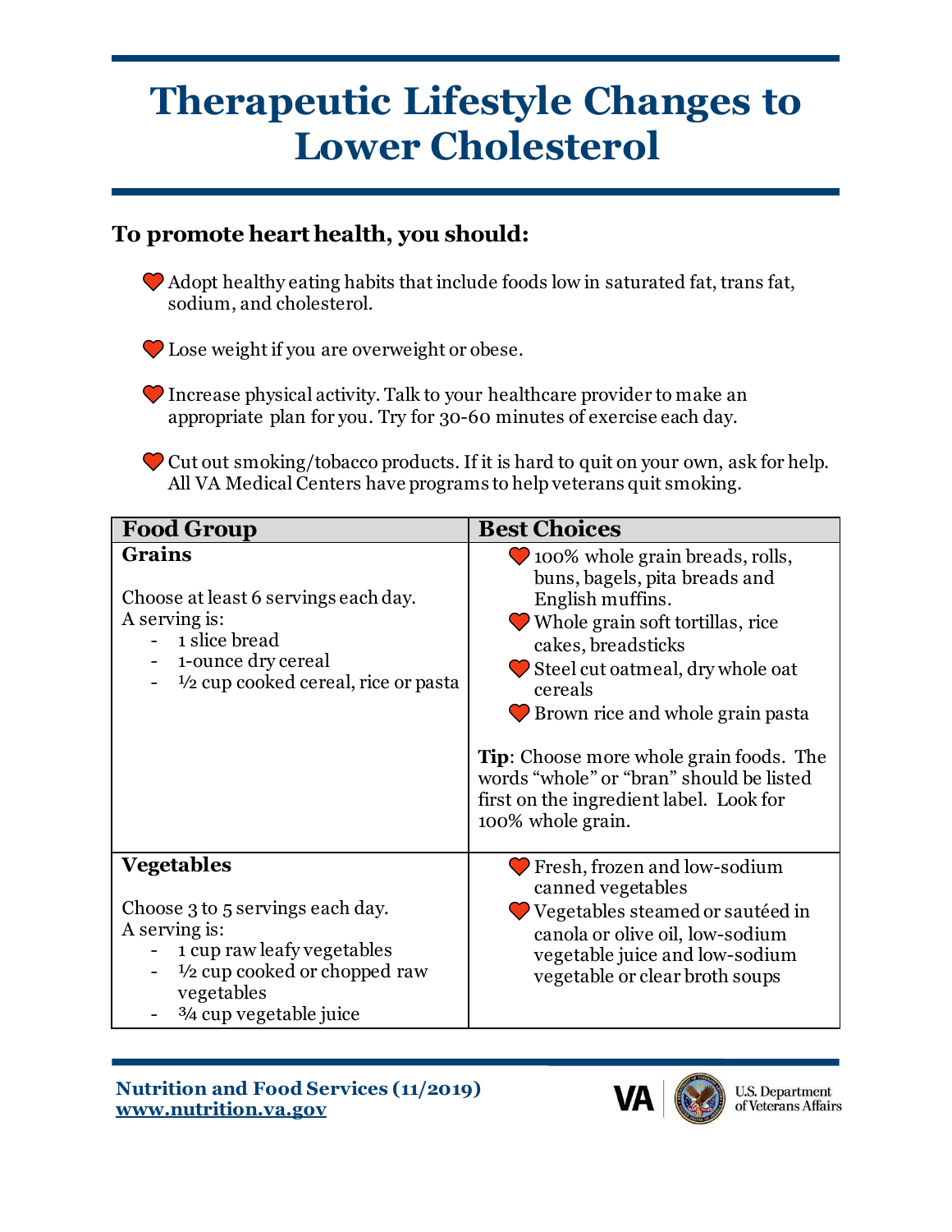# Therapeutic Lifestyle Changes to Lower Cholesterol

### To promote heart health, you should:

- Adopt healthy eating habits that include foods low in saturated fat, trans fat, sodium, and cholesterol.
- Lose weight if you are overweight or obese.
- Increase physical activity. Talk to your healthcare provider to make an appropriate plan for you. Try for 30-60 minutes of exercise each day.
- Cut out smoking/tobacco products. If it is hard to quit on your own, ask for help. All VA Medical Centers have programs to help veterans quit smoking.

| Food Group | Best Choices |
| --- | --- |
| **Grains**<br><br>Choose at least 6 servings each day.<br>A serving is:<br>- 1 slice bread<br>- 1-ounce dry cereal<br>- ½ cup cooked cereal, rice or pasta | - 100% whole grain breads, rolls, buns, bagels, pita breads and English muffins.<br>- Whole grain soft tortillas, rice cakes, breadsticks<br>- Steel cut oatmeal, dry whole oat cereals<br>- Brown rice and whole grain pasta<br><br>**Tip**: Choose more whole grain foods. The words "whole" or "bran" should be listed first on the ingredient label. Look for 100% whole grain. |
| **Vegetables**<br><br>Choose 3 to 5 servings each day.<br>A serving is:<br>- 1 cup raw leafy vegetables<br>- ½ cup cooked or chopped raw vegetables<br>- ¾ cup vegetable juice | - Fresh, frozen and low-sodium canned vegetables<br>- Vegetables steamed or sautéed in canola or olive oil, low-sodium vegetable juice and low-sodium vegetable or clear broth soups |

**Nutrition and Food Services (11/2019)**
**www.nutrition.va.gov**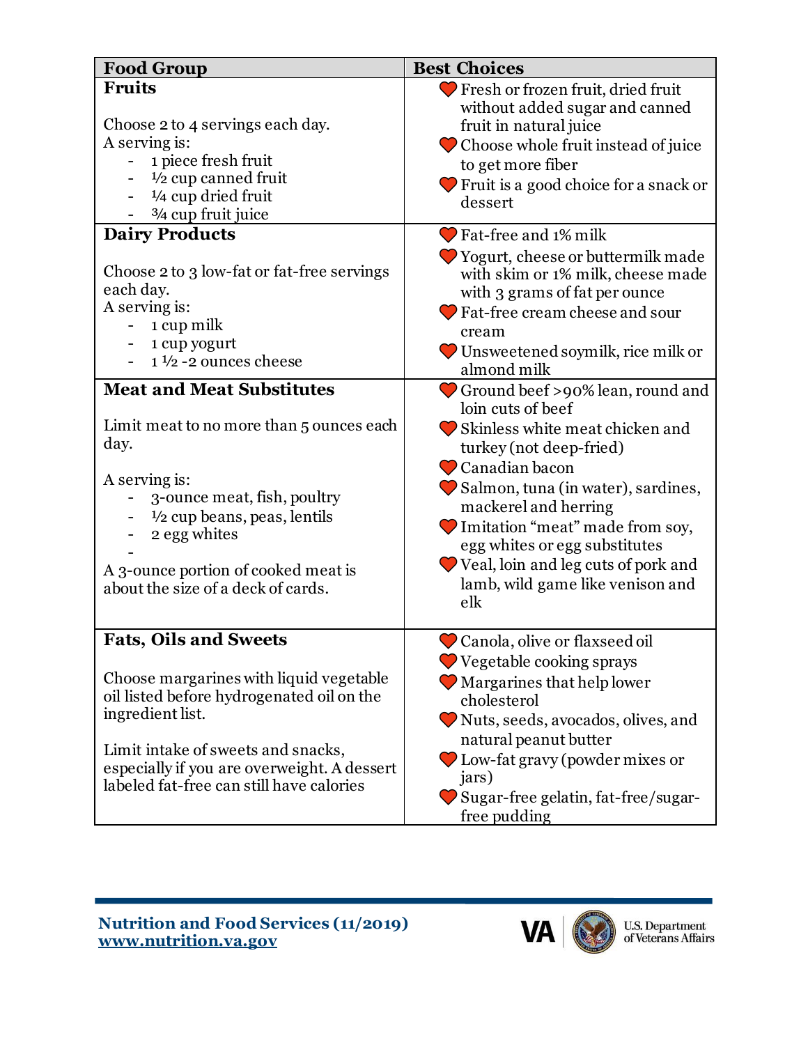| Food Group | Best Choices |
|---|---|
| **Fruits**<br><br>Choose 2 to 4 servings each day.<br>A serving is:<br>- 1 piece fresh fruit<br>- ½ cup canned fruit<br>- ¼ cup dried fruit<br>- ¾ cup fruit juice | ❤ Fresh or frozen fruit, dried fruit without added sugar and canned fruit in natural juice<br>❤ Choose whole fruit instead of juice to get more fiber<br>❤ Fruit is a good choice for a snack or dessert |
| **Dairy Products**<br><br>Choose 2 to 3 low-fat or fat-free servings each day.<br>A serving is:<br>- 1 cup milk<br>- 1 cup yogurt<br>- 1 ½ -2 ounces cheese | ❤ Fat-free and 1% milk<br>❤ Yogurt, cheese or buttermilk made with skim or 1% milk, cheese made with 3 grams of fat per ounce<br>❤ Fat-free cream cheese and sour cream<br>❤ Unsweetened soymilk, rice milk or almond milk |
| **Meat and Meat Substitutes**<br><br>Limit meat to no more than 5 ounces each day.<br><br>A serving is:<br>- 3-ounce meat, fish, poultry<br>- ½ cup beans, peas, lentils<br>- 2 egg whites<br>-<br><br>A 3-ounce portion of cooked meat is about the size of a deck of cards. | ❤ Ground beef >90% lean, round and loin cuts of beef<br>❤ Skinless white meat chicken and turkey (not deep-fried)<br>❤ Canadian bacon<br>❤ Salmon, tuna (in water), sardines, mackerel and herring<br>❤ Imitation "meat" made from soy, egg whites or egg substitutes<br>❤ Veal, loin and leg cuts of pork and lamb, wild game like venison and elk |
| **Fats, Oils and Sweets**<br><br>Choose margarines with liquid vegetable oil listed before hydrogenated oil on the ingredient list.<br><br>Limit intake of sweets and snacks, especially if you are overweight. A dessert labeled fat-free can still have calories | ❤ Canola, olive or flaxseed oil<br>❤ Vegetable cooking sprays<br>❤ Margarines that help lower cholesterol<br>❤ Nuts, seeds, avocados, olives, and natural peanut butter<br>❤ Low-fat gravy (powder mixes or jars)<br>❤ Sugar-free gelatin, fat-free/sugar-free pudding |

**Nutrition and Food Services (11/2019)**
**www.nutrition.va.gov**

VA U.S. Department of Veterans Affairs